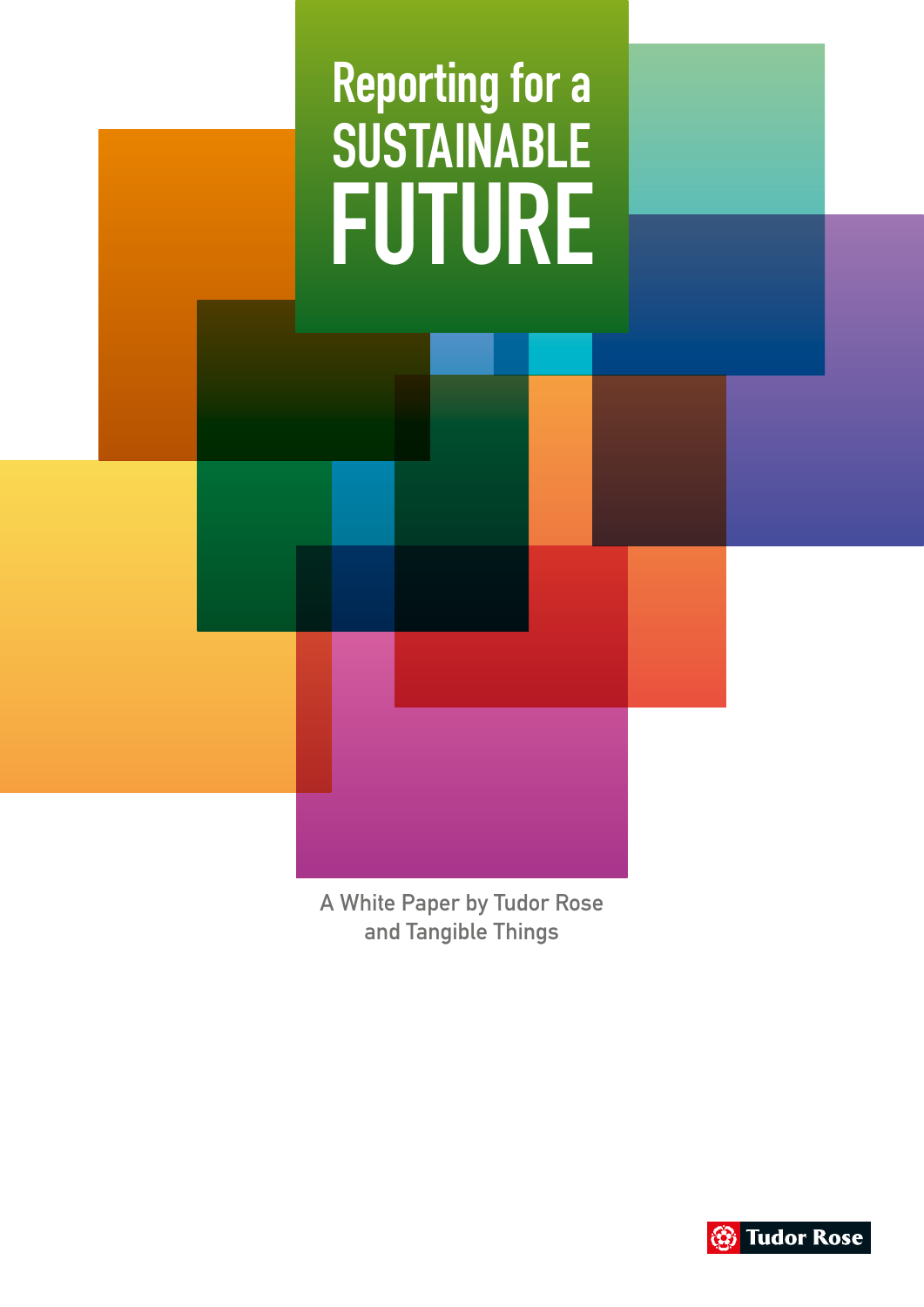# Reporting for a SUSTAINABLE FUTURE

A White Paper by Tudor Rose and Tangible Things

Tudor Rose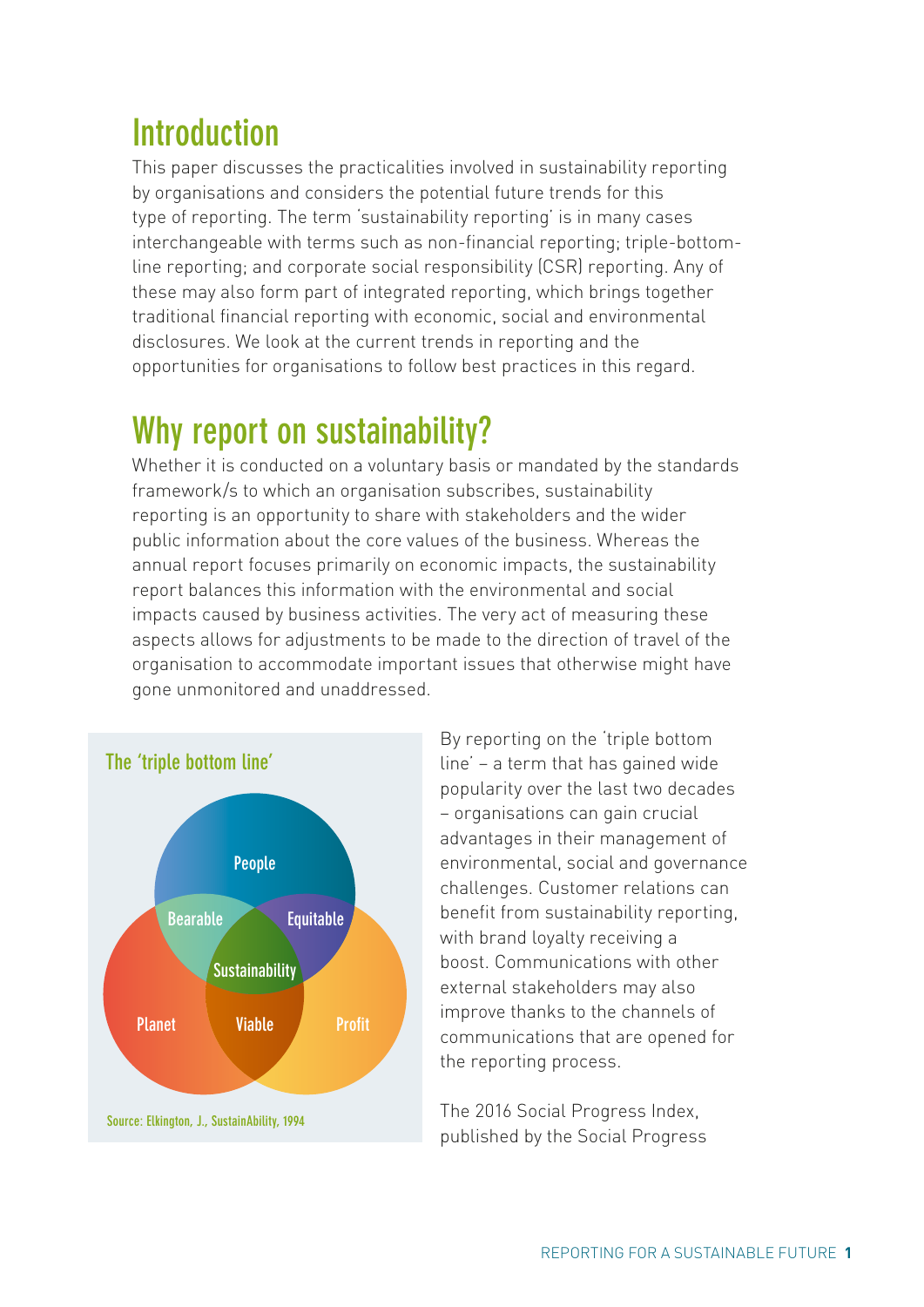## Introduction

This paper discusses the practicalities involved in sustainability reporting by organisations and considers the potential future trends for this type of reporting. The term 'sustainability reporting' is in many cases interchangeable with terms such as non-financial reporting; triple-bottom-line reporting; and corporate social responsibility (CSR) reporting. Any of these may also form part of integrated reporting, which brings together traditional financial reporting with economic, social and environmental disclosures. We look at the current trends in reporting and the opportunities for organisations to follow best practices in this regard.

## Why report on sustainability?

Whether it is conducted on a voluntary basis or mandated by the standards framework/s to which an organisation subscribes, sustainability reporting is an opportunity to share with stakeholders and the wider public information about the core values of the business. Whereas the annual report focuses primarily on economic impacts, the sustainability report balances this information with the environmental and social impacts caused by business activities. The very act of measuring these aspects allows for adjustments to be made to the direction of travel of the organisation to accommodate important issues that otherwise might have gone unmonitored and unaddressed.

**The 'triple bottom line'**

People, Planet, Profit, Bearable, Equitable, Viable, Sustainability

Source: Elkington, J., SustainAbility, 1994

By reporting on the 'triple bottom line' – a term that has gained wide popularity over the last two decades – organisations can gain crucial advantages in their management of environmental, social and governance challenges. Customer relations can benefit from sustainability reporting, with brand loyalty receiving a boost. Communications with other external stakeholders may also improve thanks to the channels of communications that are opened for the reporting process.

The 2016 Social Progress Index, published by the Social Progress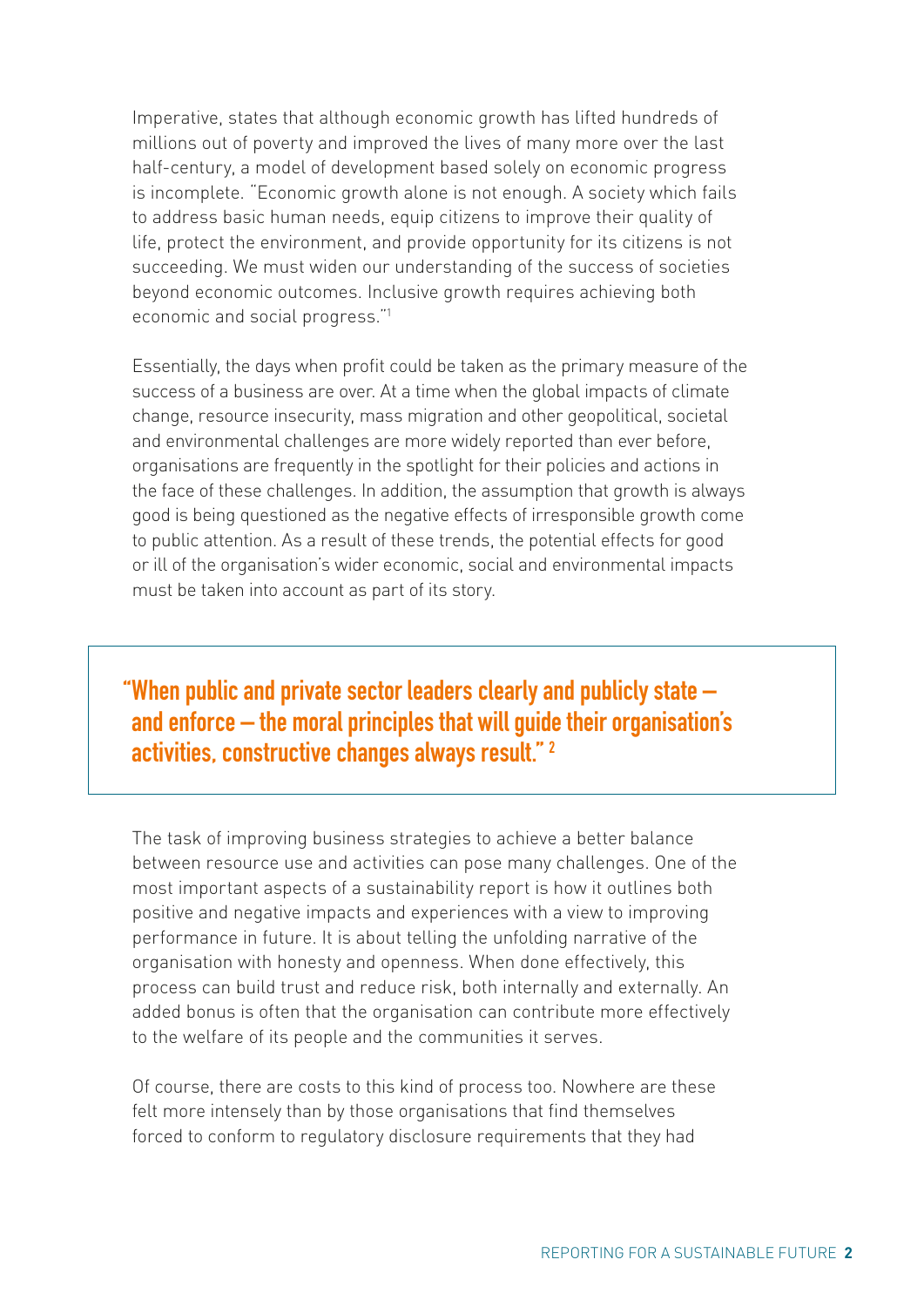Imperative, states that although economic growth has lifted hundreds of millions out of poverty and improved the lives of many more over the last half-century, a model of development based solely on economic progress is incomplete. "Economic growth alone is not enough. A society which fails to address basic human needs, equip citizens to improve their quality of life, protect the environment, and provide opportunity for its citizens is not succeeding. We must widen our understanding of the success of societies beyond economic outcomes. Inclusive growth requires achieving both economic and social progress."[1]

Essentially, the days when profit could be taken as the primary measure of the success of a business are over. At a time when the global impacts of climate change, resource insecurity, mass migration and other geopolitical, societal and environmental challenges are more widely reported than ever before, organisations are frequently in the spotlight for their policies and actions in the face of these challenges. In addition, the assumption that growth is always good is being questioned as the negative effects of irresponsible growth come to public attention. As a result of these trends, the potential effects for good or ill of the organisation's wider economic, social and environmental impacts must be taken into account as part of its story.

> **"When public and private sector leaders clearly and publicly state – and enforce – the moral principles that will guide their organisation's activities, constructive changes always result."[2]**

The task of improving business strategies to achieve a better balance between resource use and activities can pose many challenges. One of the most important aspects of a sustainability report is how it outlines both positive and negative impacts and experiences with a view to improving performance in future. It is about telling the unfolding narrative of the organisation with honesty and openness. When done effectively, this process can build trust and reduce risk, both internally and externally. An added bonus is often that the organisation can contribute more effectively to the welfare of its people and the communities it serves.

Of course, there are costs to this kind of process too. Nowhere are these felt more intensely than by those organisations that find themselves forced to conform to regulatory disclosure requirements that they had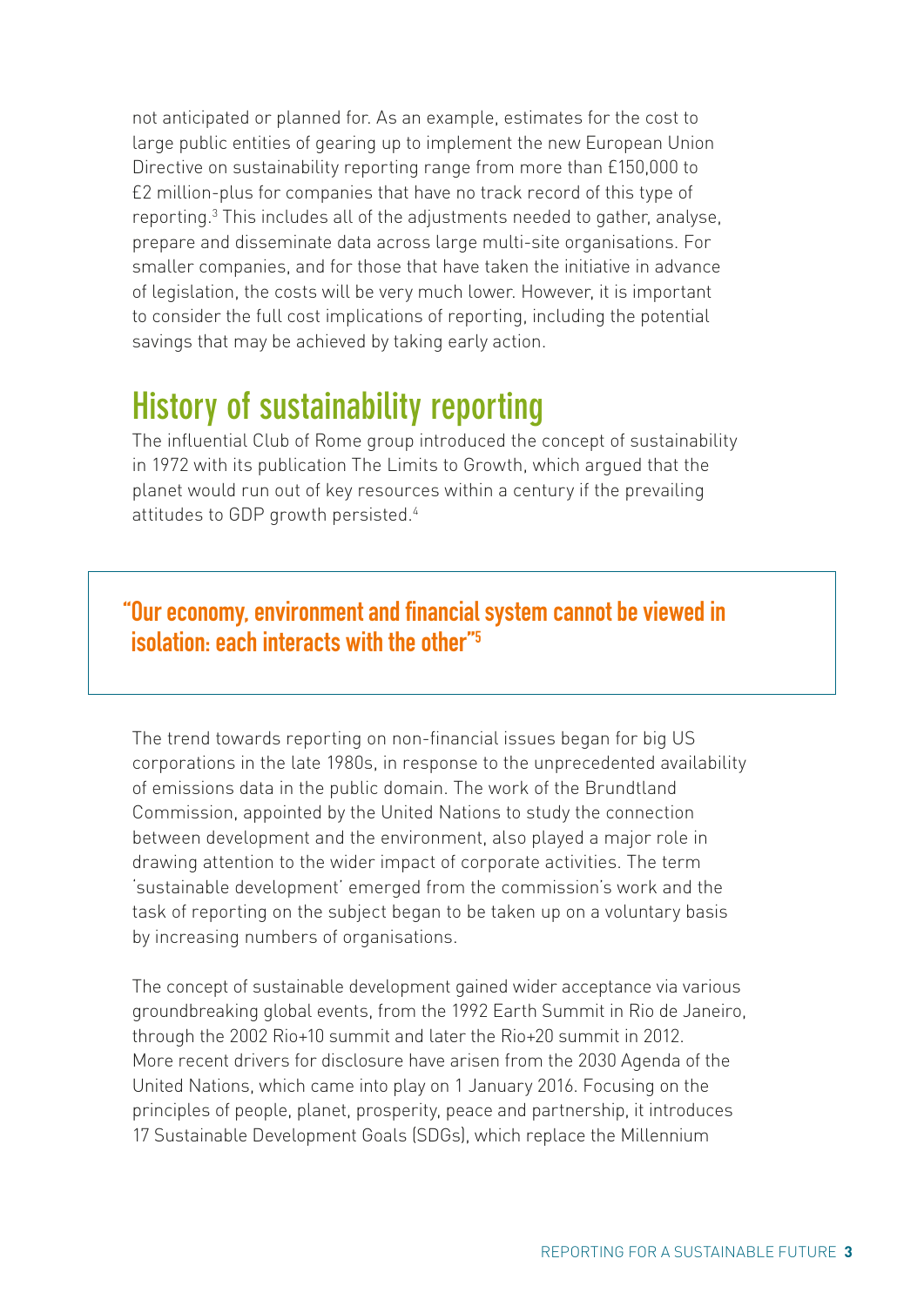not anticipated or planned for. As an example, estimates for the cost to large public entities of gearing up to implement the new European Union Directive on sustainability reporting range from more than £150,000 to £2 million-plus for companies that have no track record of this type of reporting.[3] This includes all of the adjustments needed to gather, analyse, prepare and disseminate data across large multi-site organisations. For smaller companies, and for those that have taken the initiative in advance of legislation, the costs will be very much lower. However, it is important to consider the full cost implications of reporting, including the potential savings that may be achieved by taking early action.

## History of sustainability reporting

The influential Club of Rome group introduced the concept of sustainability in 1972 with its publication The Limits to Growth, which argued that the planet would run out of key resources within a century if the prevailing attitudes to GDP growth persisted.[4]

> **"Our economy, environment and financial system cannot be viewed in isolation: each interacts with the other"[5]**

The trend towards reporting on non-financial issues began for big US corporations in the late 1980s, in response to the unprecedented availability of emissions data in the public domain. The work of the Brundtland Commission, appointed by the United Nations to study the connection between development and the environment, also played a major role in drawing attention to the wider impact of corporate activities. The term 'sustainable development' emerged from the commission's work and the task of reporting on the subject began to be taken up on a voluntary basis by increasing numbers of organisations.

The concept of sustainable development gained wider acceptance via various groundbreaking global events, from the 1992 Earth Summit in Rio de Janeiro, through the 2002 Rio+10 summit and later the Rio+20 summit in 2012. More recent drivers for disclosure have arisen from the 2030 Agenda of the United Nations, which came into play on 1 January 2016. Focusing on the principles of people, planet, prosperity, peace and partnership, it introduces 17 Sustainable Development Goals (SDGs), which replace the Millennium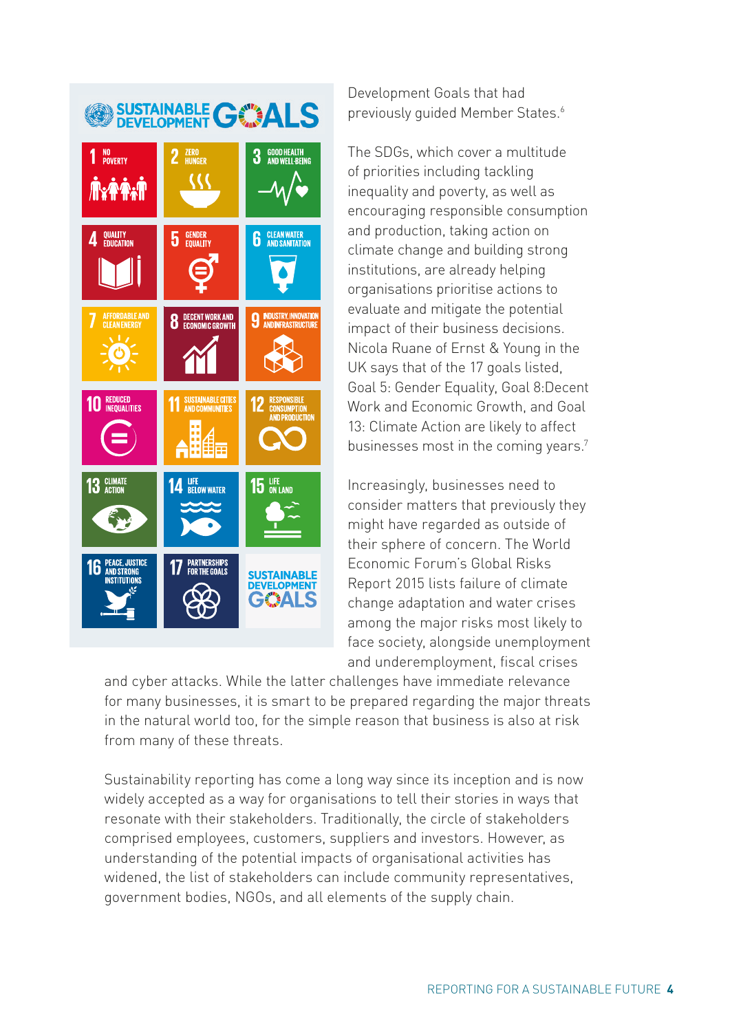Development Goals that had previously guided Member States.[6]

The SDGs, which cover a multitude of priorities including tackling inequality and poverty, as well as encouraging responsible consumption and production, taking action on climate change and building strong institutions, are already helping organisations prioritise actions to evaluate and mitigate the potential impact of their business decisions. Nicola Ruane of Ernst & Young in the UK says that of the 17 goals listed, Goal 5: Gender Equality, Goal 8:Decent Work and Economic Growth, and Goal 13: Climate Action are likely to affect businesses most in the coming years.[7]

Increasingly, businesses need to consider matters that previously they might have regarded as outside of their sphere of concern. The World Economic Forum's Global Risks Report 2015 lists failure of climate change adaptation and water crises among the major risks most likely to face society, alongside unemployment and underemployment, fiscal crises and cyber attacks. While the latter challenges have immediate relevance for many businesses, it is smart to be prepared regarding the major threats in the natural world too, for the simple reason that business is also at risk from many of these threats.

Sustainability reporting has come a long way since its inception and is now widely accepted as a way for organisations to tell their stories in ways that resonate with their stakeholders. Traditionally, the circle of stakeholders comprised employees, customers, suppliers and investors. However, as understanding of the potential impacts of organisational activities has widened, the list of stakeholders can include community representatives, government bodies, NGOs, and all elements of the supply chain.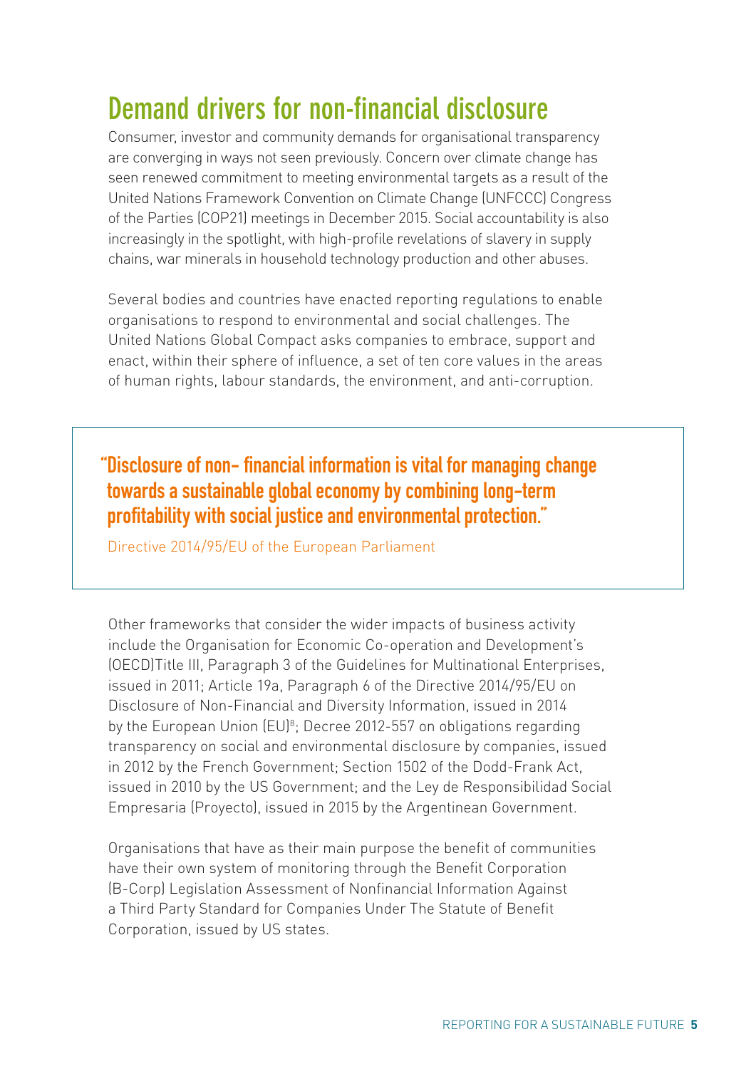## Demand drivers for non-financial disclosure

Consumer, investor and community demands for organisational transparency are converging in ways not seen previously. Concern over climate change has seen renewed commitment to meeting environmental targets as a result of the United Nations Framework Convention on Climate Change (UNFCCC) Congress of the Parties (COP21) meetings in December 2015. Social accountability is also increasingly in the spotlight, with high-profile revelations of slavery in supply chains, war minerals in household technology production and other abuses.

Several bodies and countries have enacted reporting regulations to enable organisations to respond to environmental and social challenges. The United Nations Global Compact asks companies to embrace, support and enact, within their sphere of influence, a set of ten core values in the areas of human rights, labour standards, the environment, and anti-corruption.

> **"Disclosure of non- financial information is vital for managing change towards a sustainable global economy by combining long-term profitability with social justice and environmental protection."**
>
> Directive 2014/95/EU of the European Parliament

Other frameworks that consider the wider impacts of business activity include the Organisation for Economic Co-operation and Development's (OECD)Title III, Paragraph 3 of the Guidelines for Multinational Enterprises, issued in 2011; Article 19a, Paragraph 6 of the Directive 2014/95/EU on Disclosure of Non-Financial and Diversity Information, issued in 2014 by the European Union (EU)[8]; Decree 2012-557 on obligations regarding transparency on social and environmental disclosure by companies, issued in 2012 by the French Government; Section 1502 of the Dodd-Frank Act, issued in 2010 by the US Government; and the Ley de Responsibilidad Social Empresaria (Proyecto), issued in 2015 by the Argentinean Government.

Organisations that have as their main purpose the benefit of communities have their own system of monitoring through the Benefit Corporation (B-Corp) Legislation Assessment of Nonfinancial Information Against a Third Party Standard for Companies Under The Statute of Benefit Corporation, issued by US states.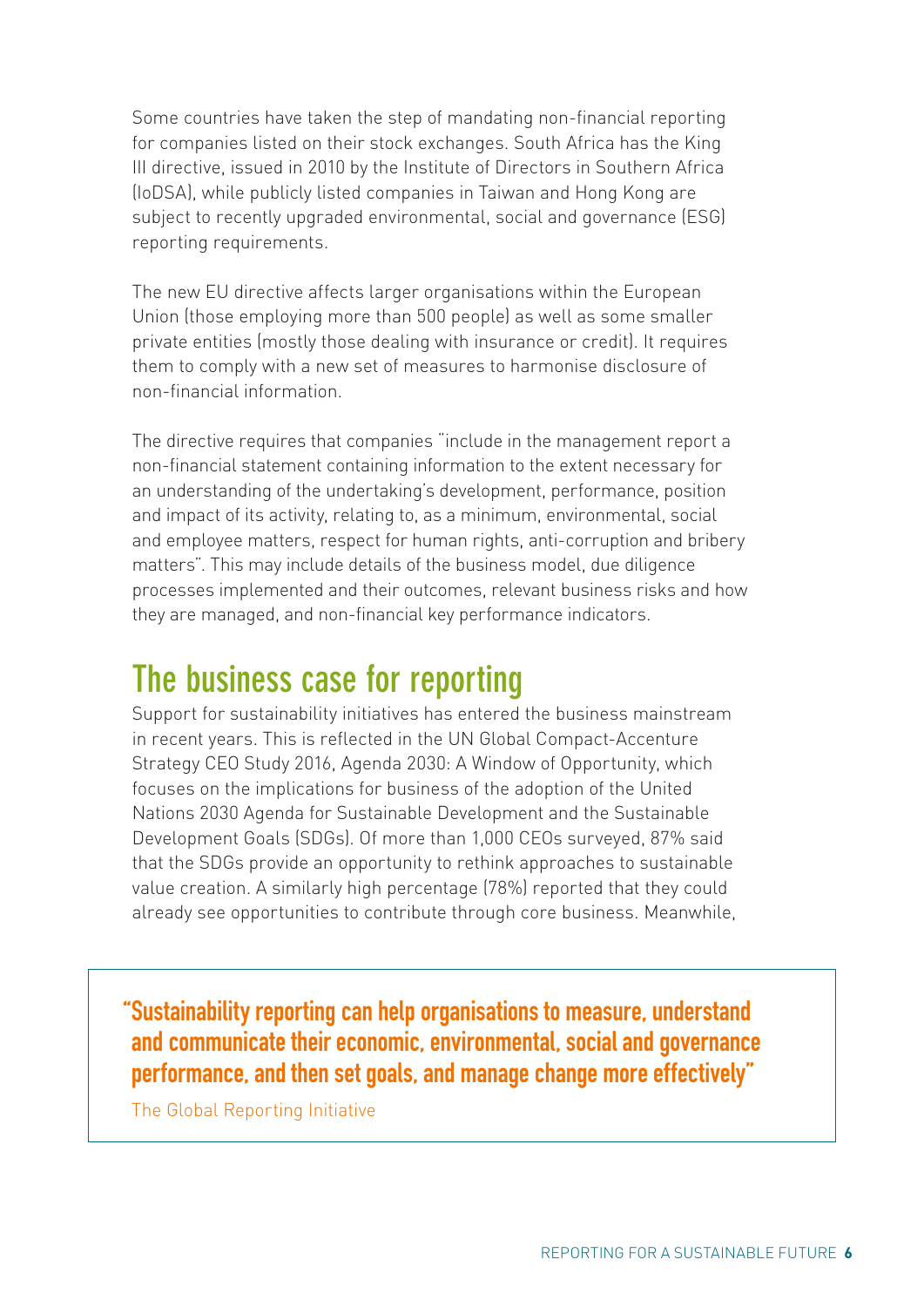Some countries have taken the step of mandating non-financial reporting for companies listed on their stock exchanges. South Africa has the King III directive, issued in 2010 by the Institute of Directors in Southern Africa (IoDSA), while publicly listed companies in Taiwan and Hong Kong are subject to recently upgraded environmental, social and governance (ESG) reporting requirements.

The new EU directive affects larger organisations within the European Union (those employing more than 500 people) as well as some smaller private entities (mostly those dealing with insurance or credit). It requires them to comply with a new set of measures to harmonise disclosure of non-financial information.

The directive requires that companies "include in the management report a non-financial statement containing information to the extent necessary for an understanding of the undertaking's development, performance, position and impact of its activity, relating to, as a minimum, environmental, social and employee matters, respect for human rights, anti-corruption and bribery matters". This may include details of the business model, due diligence processes implemented and their outcomes, relevant business risks and how they are managed, and non-financial key performance indicators.

## The business case for reporting

Support for sustainability initiatives has entered the business mainstream in recent years. This is reflected in the UN Global Compact-Accenture Strategy CEO Study 2016, Agenda 2030: A Window of Opportunity, which focuses on the implications for business of the adoption of the United Nations 2030 Agenda for Sustainable Development and the Sustainable Development Goals (SDGs). Of more than 1,000 CEOs surveyed, 87% said that the SDGs provide an opportunity to rethink approaches to sustainable value creation. A similarly high percentage (78%) reported that they could already see opportunities to contribute through core business. Meanwhile,

> **"Sustainability reporting can help organisations to measure, understand and communicate their economic, environmental, social and governance performance, and then set goals, and manage change more effectively"**
>
> The Global Reporting Initiative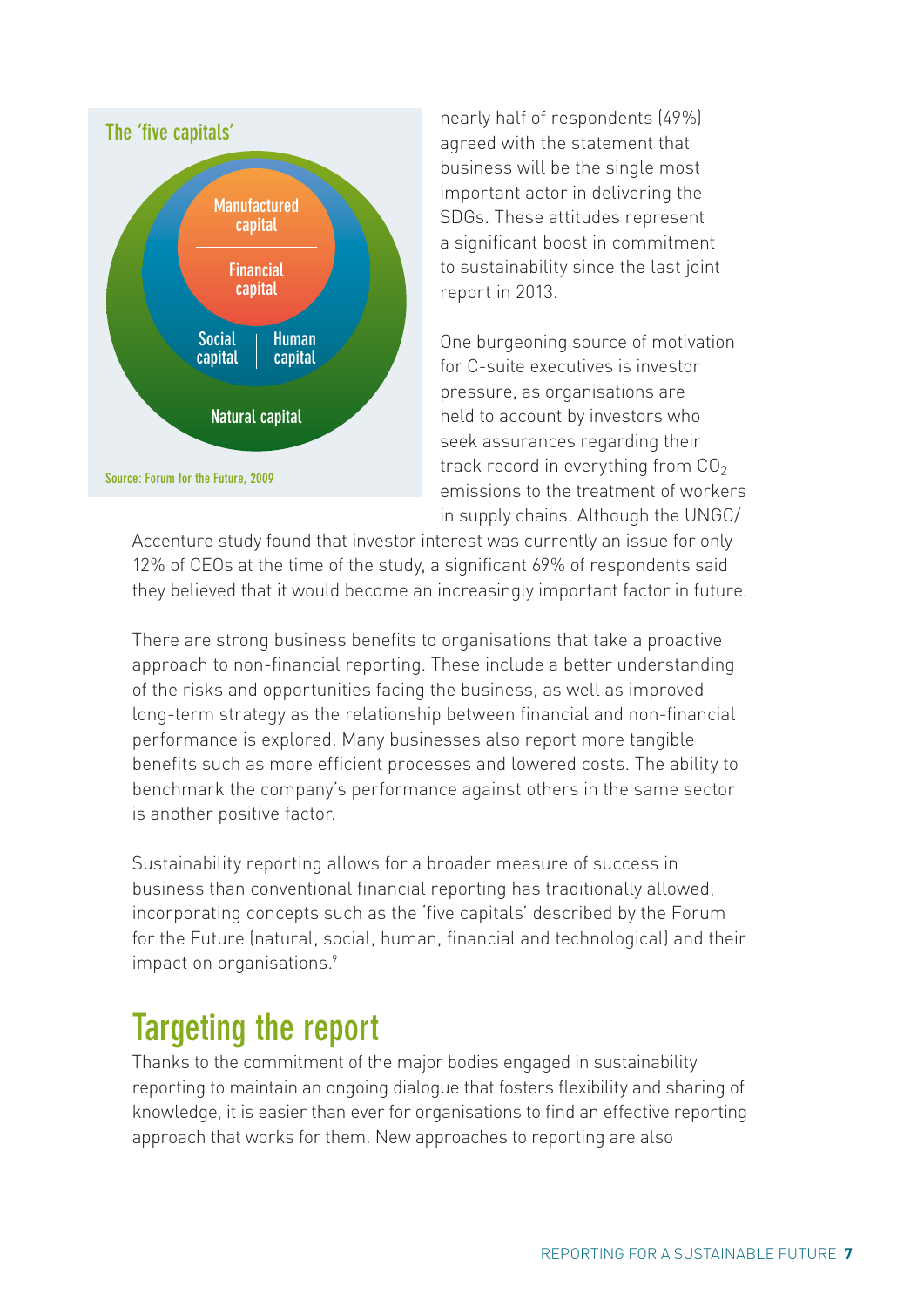**The 'five capitals'**

Manufactured capital

Financial capital

Social capital

Human capital

Natural capital

Source: Forum for the Future, 2009

nearly half of respondents (49%) agreed with the statement that business will be the single most important actor in delivering the SDGs. These attitudes represent a significant boost in commitment to sustainability since the last joint report in 2013.

One burgeoning source of motivation for C-suite executives is investor pressure, as organisations are held to account by investors who seek assurances regarding their track record in everything from $CO_2$ emissions to the treatment of workers in supply chains. Although the UNGC/Accenture study found that investor interest was currently an issue for only 12% of CEOs at the time of the study, a significant 69% of respondents said they believed that it would become an increasingly important factor in future.

There are strong business benefits to organisations that take a proactive approach to non-financial reporting. These include a better understanding of the risks and opportunities facing the business, as well as improved long-term strategy as the relationship between financial and non-financial performance is explored. Many businesses also report more tangible benefits such as more efficient processes and lowered costs. The ability to benchmark the company's performance against others in the same sector is another positive factor.

Sustainability reporting allows for a broader measure of success in business than conventional financial reporting has traditionally allowed, incorporating concepts such as the 'five capitals' described by the Forum for the Future (natural, social, human, financial and technological) and their impact on organisations.[9]

## Targeting the report

Thanks to the commitment of the major bodies engaged in sustainability reporting to maintain an ongoing dialogue that fosters flexibility and sharing of knowledge, it is easier than ever for organisations to find an effective reporting approach that works for them. New approaches to reporting are also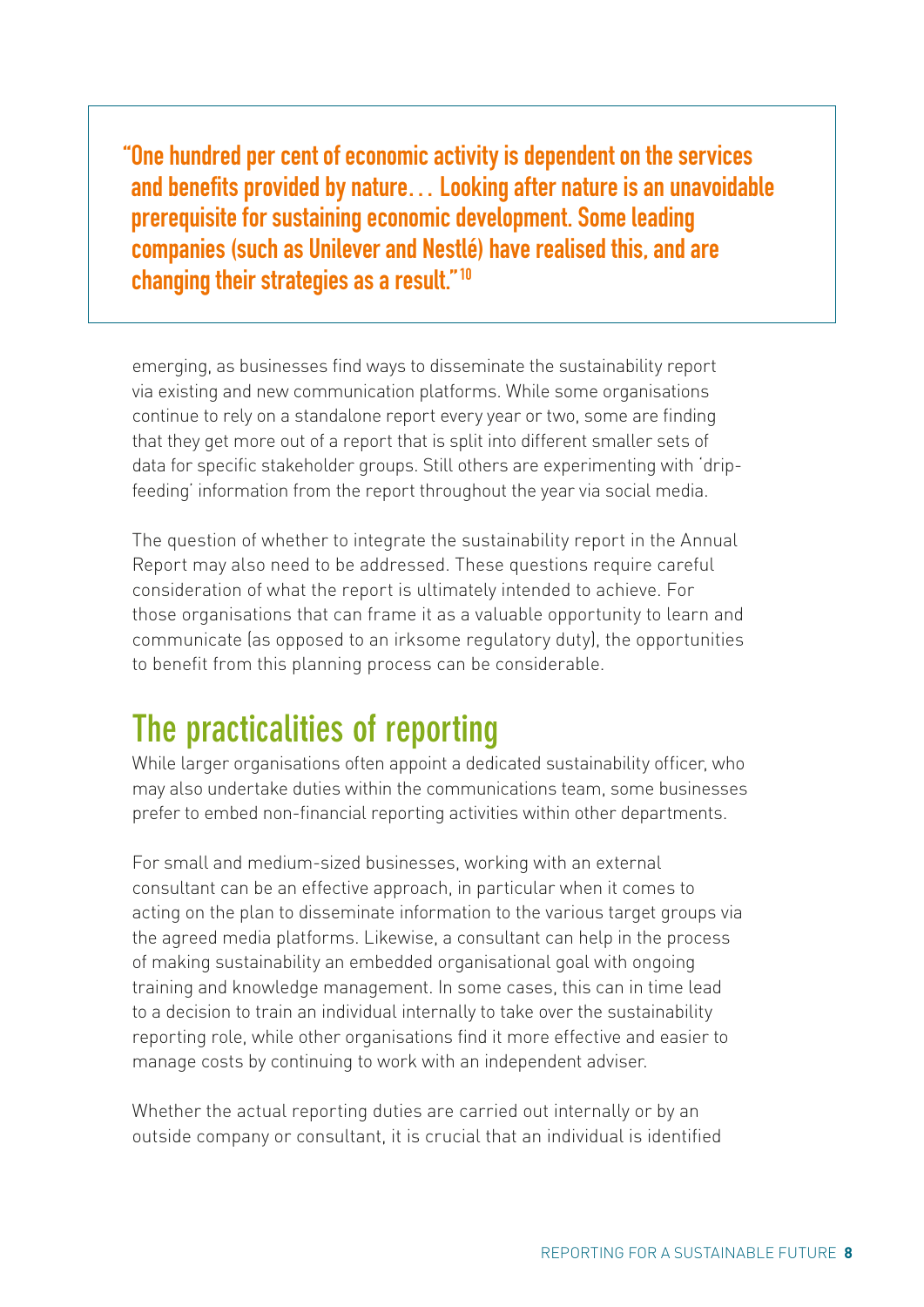> **"One hundred per cent of economic activity is dependent on the services and benefits provided by nature… Looking after nature is an unavoidable prerequisite for sustaining economic development. Some leading companies (such as Unilever and Nestlé) have realised this, and are changing their strategies as a result."[10]**

emerging, as businesses find ways to disseminate the sustainability report via existing and new communication platforms. While some organisations continue to rely on a standalone report every year or two, some are finding that they get more out of a report that is split into different smaller sets of data for specific stakeholder groups. Still others are experimenting with 'drip-feeding' information from the report throughout the year via social media.

The question of whether to integrate the sustainability report in the Annual Report may also need to be addressed. These questions require careful consideration of what the report is ultimately intended to achieve. For those organisations that can frame it as a valuable opportunity to learn and communicate (as opposed to an irksome regulatory duty), the opportunities to benefit from this planning process can be considerable.

## The practicalities of reporting

While larger organisations often appoint a dedicated sustainability officer, who may also undertake duties within the communications team, some businesses prefer to embed non-financial reporting activities within other departments.

For small and medium-sized businesses, working with an external consultant can be an effective approach, in particular when it comes to acting on the plan to disseminate information to the various target groups via the agreed media platforms. Likewise, a consultant can help in the process of making sustainability an embedded organisational goal with ongoing training and knowledge management. In some cases, this can in time lead to a decision to train an individual internally to take over the sustainability reporting role, while other organisations find it more effective and easier to manage costs by continuing to work with an independent adviser.

Whether the actual reporting duties are carried out internally or by an outside company or consultant, it is crucial that an individual is identified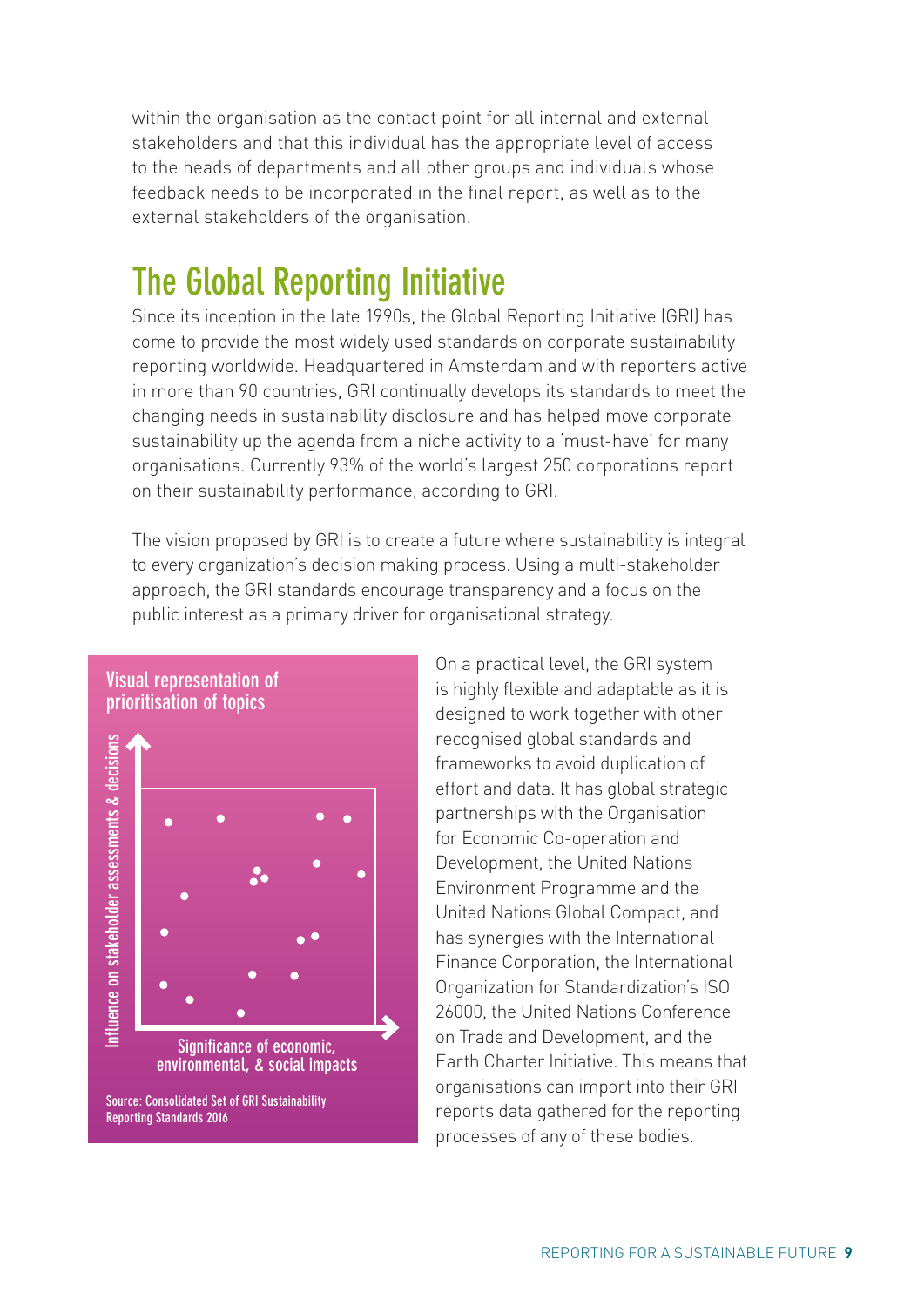within the organisation as the contact point for all internal and external stakeholders and that this individual has the appropriate level of access to the heads of departments and all other groups and individuals whose feedback needs to be incorporated in the final report, as well as to the external stakeholders of the organisation.

## The Global Reporting Initiative

Since its inception in the late 1990s, the Global Reporting Initiative (GRI) has come to provide the most widely used standards on corporate sustainability reporting worldwide. Headquartered in Amsterdam and with reporters active in more than 90 countries, GRI continually develops its standards to meet the changing needs in sustainability disclosure and has helped move corporate sustainability up the agenda from a niche activity to a 'must-have' for many organisations. Currently 93% of the world's largest 250 corporations report on their sustainability performance, according to GRI.

The vision proposed by GRI is to create a future where sustainability is integral to every organization's decision making process. Using a multi-stakeholder approach, the GRI standards encourage transparency and a focus on the public interest as a primary driver for organisational strategy.

**Visual representation of prioritisation of topics**

Influence on stakeholder assessments & decisions

Significance of economic, environmental, & social impacts

Source: Consolidated Set of GRI Sustainability Reporting Standards 2016

On a practical level, the GRI system is highly flexible and adaptable as it is designed to work together with other recognised global standards and frameworks to avoid duplication of effort and data. It has global strategic partnerships with the Organisation for Economic Co-operation and Development, the United Nations Environment Programme and the United Nations Global Compact, and has synergies with the International Finance Corporation, the International Organization for Standardization's ISO 26000, the United Nations Conference on Trade and Development, and the Earth Charter Initiative. This means that organisations can import into their GRI reports data gathered for the reporting processes of any of these bodies.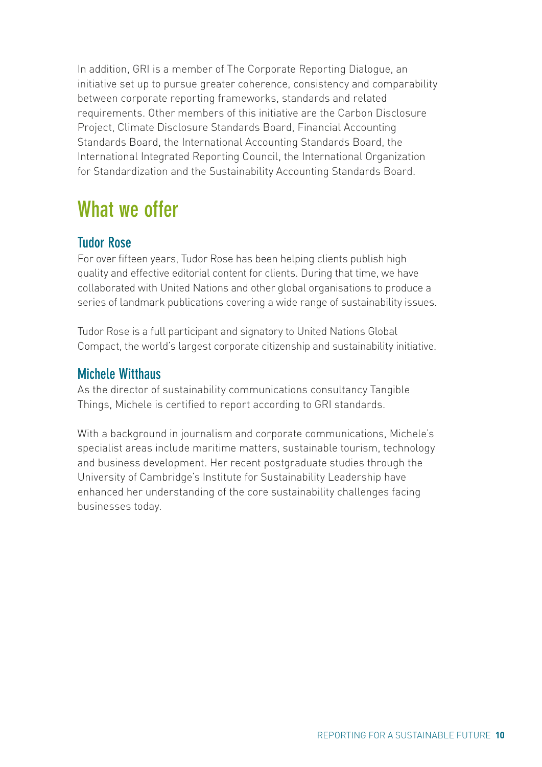In addition, GRI is a member of The Corporate Reporting Dialogue, an initiative set up to pursue greater coherence, consistency and comparability between corporate reporting frameworks, standards and related requirements. Other members of this initiative are the Carbon Disclosure Project, Climate Disclosure Standards Board, Financial Accounting Standards Board, the International Accounting Standards Board, the International Integrated Reporting Council, the International Organization for Standardization and the Sustainability Accounting Standards Board.

# What we offer

## Tudor Rose

For over fifteen years, Tudor Rose has been helping clients publish high quality and effective editorial content for clients. During that time, we have collaborated with United Nations and other global organisations to produce a series of landmark publications covering a wide range of sustainability issues.

Tudor Rose is a full participant and signatory to United Nations Global Compact, the world's largest corporate citizenship and sustainability initiative.

## Michele Witthaus

As the director of sustainability communications consultancy Tangible Things, Michele is certified to report according to GRI standards.

With a background in journalism and corporate communications, Michele's specialist areas include maritime matters, sustainable tourism, technology and business development. Her recent postgraduate studies through the University of Cambridge's Institute for Sustainability Leadership have enhanced her understanding of the core sustainability challenges facing businesses today.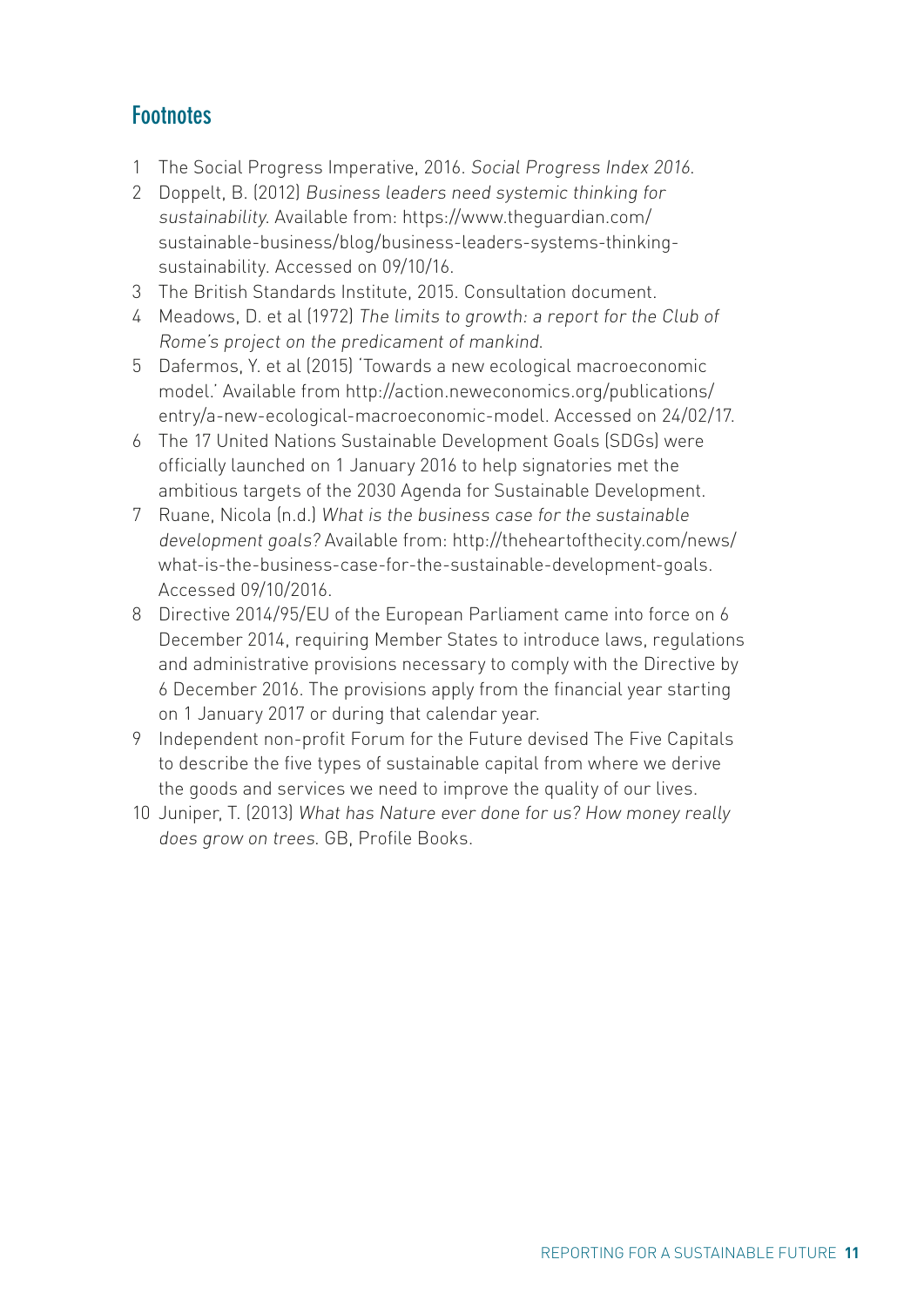## Footnotes

1. The Social Progress Imperative, 2016. *Social Progress Index 2016.*
2. Doppelt, B. (2012) *Business leaders need systemic thinking for sustainability.* Available from: https://www.theguardian.com/sustainable-business/blog/business-leaders-systems-thinking-sustainability. Accessed on 09/10/16.
3. The British Standards Institute, 2015. Consultation document.
4. Meadows, D. et al (1972) *The limits to growth: a report for the Club of Rome's project on the predicament of mankind.*
5. Dafermos, Y. et al (2015) 'Towards a new ecological macroeconomic model.' Available from http://action.neweconomics.org/publications/entry/a-new-ecological-macroeconomic-model. Accessed on 24/02/17.
6. The 17 United Nations Sustainable Development Goals (SDGs) were officially launched on 1 January 2016 to help signatories met the ambitious targets of the 2030 Agenda for Sustainable Development.
7. Ruane, Nicola (n.d.) *What is the business case for the sustainable development goals?* Available from: http://theheartofthecity.com/news/what-is-the-business-case-for-the-sustainable-development-goals. Accessed 09/10/2016.
8. Directive 2014/95/EU of the European Parliament came into force on 6 December 2014, requiring Member States to introduce laws, regulations and administrative provisions necessary to comply with the Directive by 6 December 2016. The provisions apply from the financial year starting on 1 January 2017 or during that calendar year.
9. Independent non-profit Forum for the Future devised The Five Capitals to describe the five types of sustainable capital from where we derive the goods and services we need to improve the quality of our lives.
10. Juniper, T. (2013) *What has Nature ever done for us? How money really does grow on trees.* GB, Profile Books.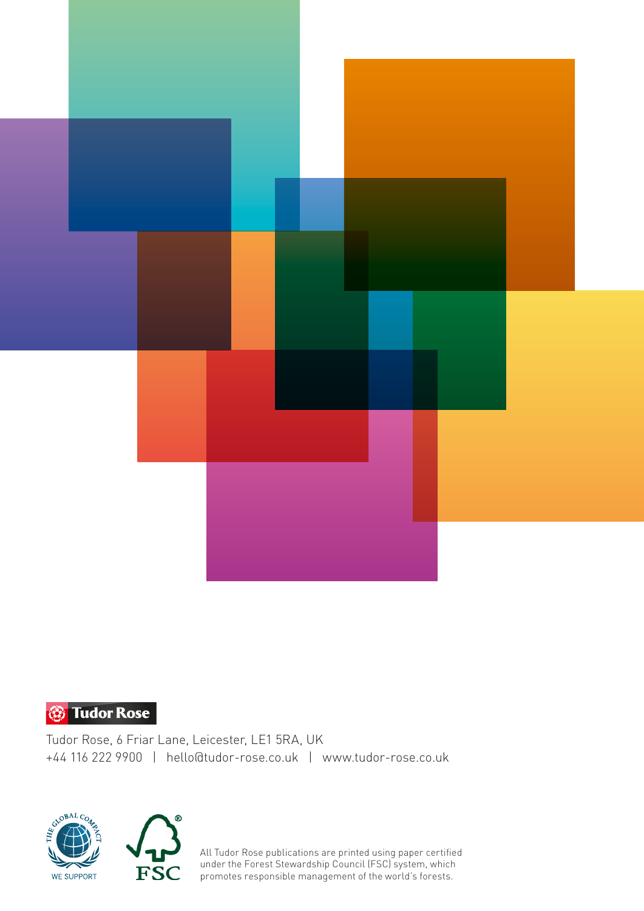Tudor Rose

Tudor Rose, 6 Friar Lane, Leicester, LE1 5RA, UK
+44 116 222 9900 | hello@tudor-rose.co.uk | www.tudor-rose.co.uk

THE GLOBAL COMPACT
WE SUPPORT

FSC

All Tudor Rose publications are printed using paper certified under the Forest Stewardship Council (FSC) system, which promotes responsible management of the world's forests.